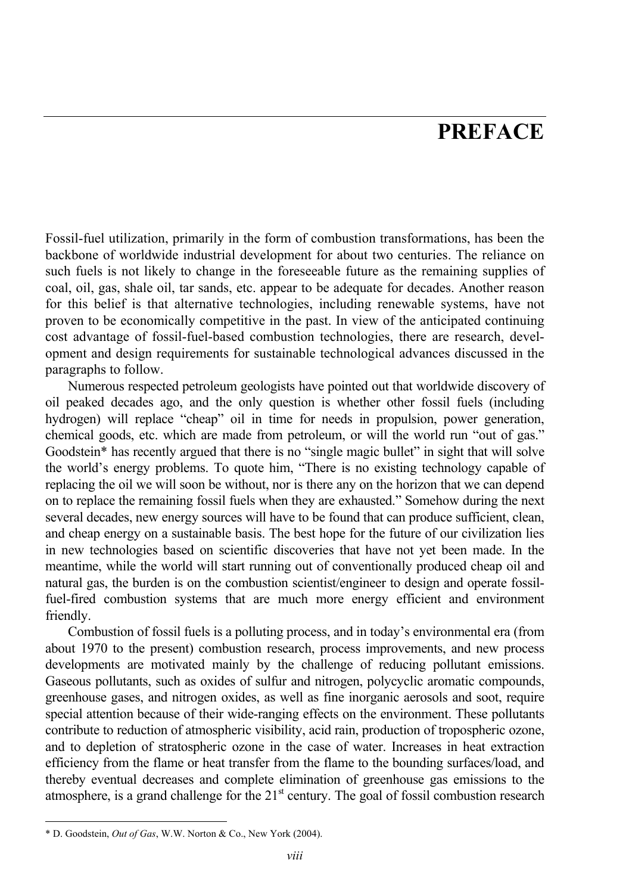# PREFACE

Fossil-fuel utilization, primarily in the form of combustion transformations, has been the backbone of worldwide industrial development for about two centuries. The reliance on such fuels is not likely to change in the foreseeable future as the remaining supplies of coal, oil, gas, shale oil, tar sands, etc. appear to be adequate for decades. Another reason for this belief is that alternative technologies, including renewable systems, have not proven to be economically competitive in the past. In view of the anticipated continuing cost advantage of fossil-fuel-based combustion technologies, there are research, development and design requirements for sustainable technological advances discussed in the paragraphs to follow.

Numerous respected petroleum geologists have pointed out that worldwide discovery of oil peaked decades ago, and the only question is whether other fossil fuels (including hydrogen) will replace "cheap" oil in time for needs in propulsion, power generation, chemical goods, etc. which are made from petroleum, or will the world run "out of gas." Goodstein* has recently argued that there is no "single magic bullet" in sight that will solve the world's energy problems. To quote him, "There is no existing technology capable of replacing the oil we will soon be without, nor is there any on the horizon that we can depend on to replace the remaining fossil fuels when they are exhausted." Somehow during the next several decades, new energy sources will have to be found that can produce sufficient, clean, and cheap energy on a sustainable basis. The best hope for the future of our civilization lies in new technologies based on scientific discoveries that have not yet been made. In the meantime, while the world will start running out of conventionally produced cheap oil and natural gas, the burden is on the combustion scientist/engineer to design and operate fossil-fuel-fired combustion systems that are much more energy efficient and environment friendly.

Combustion of fossil fuels is a polluting process, and in today's environmental era (from about 1970 to the present) combustion research, process improvements, and new process developments are motivated mainly by the challenge of reducing pollutant emissions. Gaseous pollutants, such as oxides of sulfur and nitrogen, polycyclic aromatic compounds, greenhouse gases, and nitrogen oxides, as well as fine inorganic aerosols and soot, require special attention because of their wide-ranging effects on the environment. These pollutants contribute to reduction of atmospheric visibility, acid rain, production of tropospheric ozone, and to depletion of stratospheric ozone in the case of water. Increases in heat extraction efficiency from the flame or heat transfer from the flame to the bounding surfaces/load, and thereby eventual decreases and complete elimination of greenhouse gas emissions to the atmosphere, is a grand challenge for the 21$^{st}$ century. The goal of fossil combustion research

---

\* D. Goodstein, *Out of Gas*, W.W. Norton & Co., New York (2004).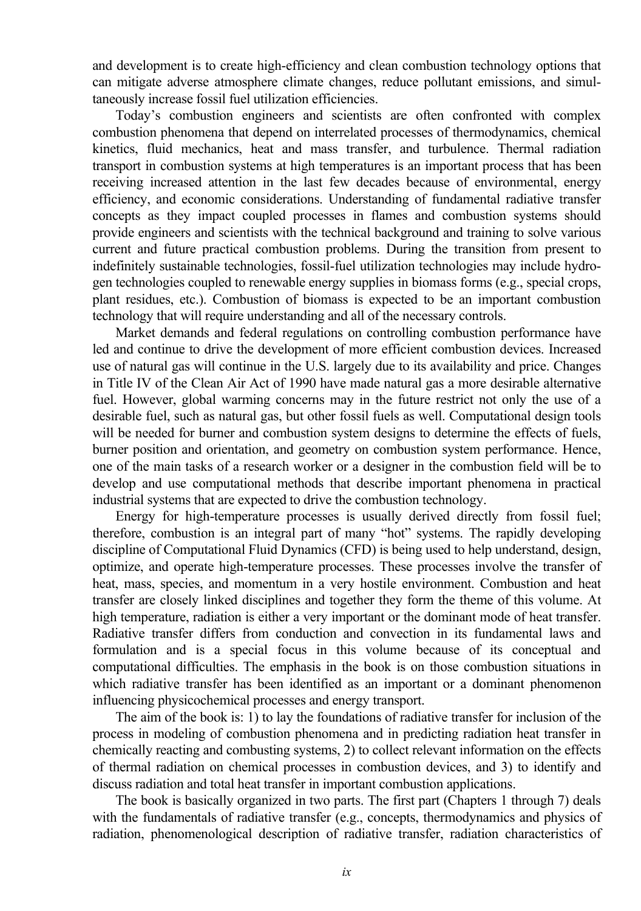and development is to create high-efficiency and clean combustion technology options that can mitigate adverse atmosphere climate changes, reduce pollutant emissions, and simultaneously increase fossil fuel utilization efficiencies.

Today's combustion engineers and scientists are often confronted with complex combustion phenomena that depend on interrelated processes of thermodynamics, chemical kinetics, fluid mechanics, heat and mass transfer, and turbulence. Thermal radiation transport in combustion systems at high temperatures is an important process that has been receiving increased attention in the last few decades because of environmental, energy efficiency, and economic considerations. Understanding of fundamental radiative transfer concepts as they impact coupled processes in flames and combustion systems should provide engineers and scientists with the technical background and training to solve various current and future practical combustion problems. During the transition from present to indefinitely sustainable technologies, fossil-fuel utilization technologies may include hydrogen technologies coupled to renewable energy supplies in biomass forms (e.g., special crops, plant residues, etc.). Combustion of biomass is expected to be an important combustion technology that will require understanding and all of the necessary controls.

Market demands and federal regulations on controlling combustion performance have led and continue to drive the development of more efficient combustion devices. Increased use of natural gas will continue in the U.S. largely due to its availability and price. Changes in Title IV of the Clean Air Act of 1990 have made natural gas a more desirable alternative fuel. However, global warming concerns may in the future restrict not only the use of a desirable fuel, such as natural gas, but other fossil fuels as well. Computational design tools will be needed for burner and combustion system designs to determine the effects of fuels, burner position and orientation, and geometry on combustion system performance. Hence, one of the main tasks of a research worker or a designer in the combustion field will be to develop and use computational methods that describe important phenomena in practical industrial systems that are expected to drive the combustion technology.

Energy for high-temperature processes is usually derived directly from fossil fuel; therefore, combustion is an integral part of many "hot" systems. The rapidly developing discipline of Computational Fluid Dynamics (CFD) is being used to help understand, design, optimize, and operate high-temperature processes. These processes involve the transfer of heat, mass, species, and momentum in a very hostile environment. Combustion and heat transfer are closely linked disciplines and together they form the theme of this volume. At high temperature, radiation is either a very important or the dominant mode of heat transfer. Radiative transfer differs from conduction and convection in its fundamental laws and formulation and is a special focus in this volume because of its conceptual and computational difficulties. The emphasis in the book is on those combustion situations in which radiative transfer has been identified as an important or a dominant phenomenon influencing physicochemical processes and energy transport.

The aim of the book is: 1) to lay the foundations of radiative transfer for inclusion of the process in modeling of combustion phenomena and in predicting radiation heat transfer in chemically reacting and combusting systems, 2) to collect relevant information on the effects of thermal radiation on chemical processes in combustion devices, and 3) to identify and discuss radiation and total heat transfer in important combustion applications.

The book is basically organized in two parts. The first part (Chapters 1 through 7) deals with the fundamentals of radiative transfer (e.g., concepts, thermodynamics and physics of radiation, phenomenological description of radiative transfer, radiation characteristics of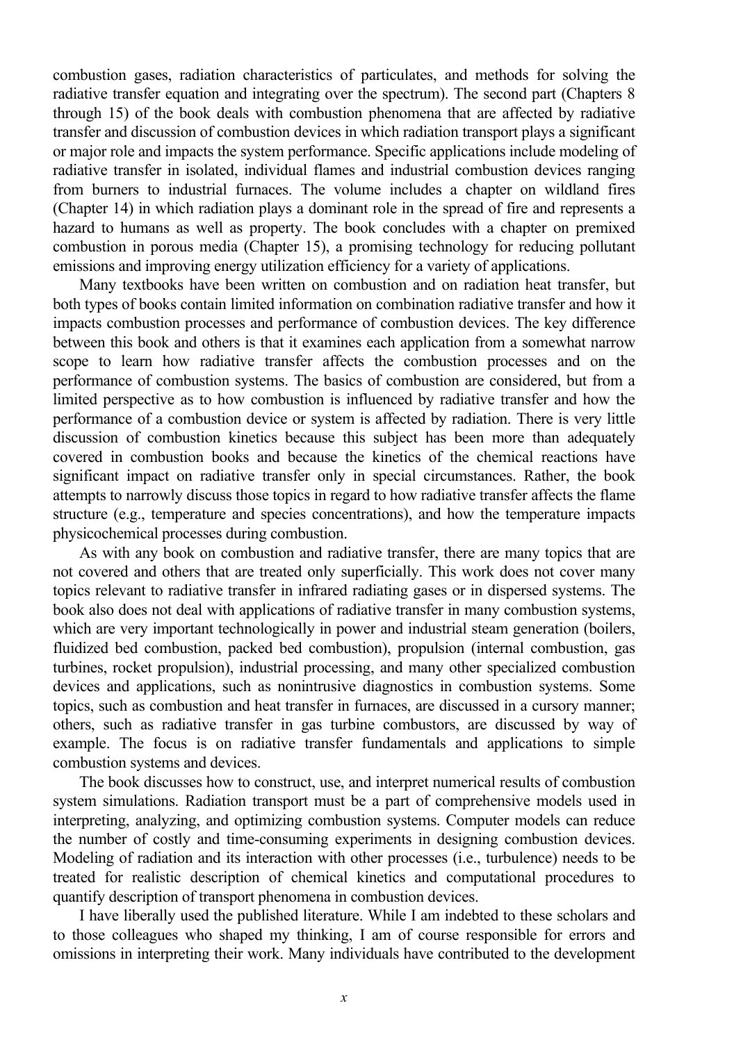combustion gases, radiation characteristics of particulates, and methods for solving the radiative transfer equation and integrating over the spectrum). The second part (Chapters 8 through 15) of the book deals with combustion phenomena that are affected by radiative transfer and discussion of combustion devices in which radiation transport plays a significant or major role and impacts the system performance. Specific applications include modeling of radiative transfer in isolated, individual flames and industrial combustion devices ranging from burners to industrial furnaces. The volume includes a chapter on wildland fires (Chapter 14) in which radiation plays a dominant role in the spread of fire and represents a hazard to humans as well as property. The book concludes with a chapter on premixed combustion in porous media (Chapter 15), a promising technology for reducing pollutant emissions and improving energy utilization efficiency for a variety of applications.

Many textbooks have been written on combustion and on radiation heat transfer, but both types of books contain limited information on combination radiative transfer and how it impacts combustion processes and performance of combustion devices. The key difference between this book and others is that it examines each application from a somewhat narrow scope to learn how radiative transfer affects the combustion processes and on the performance of combustion systems. The basics of combustion are considered, but from a limited perspective as to how combustion is influenced by radiative transfer and how the performance of a combustion device or system is affected by radiation. There is very little discussion of combustion kinetics because this subject has been more than adequately covered in combustion books and because the kinetics of the chemical reactions have significant impact on radiative transfer only in special circumstances. Rather, the book attempts to narrowly discuss those topics in regard to how radiative transfer affects the flame structure (e.g., temperature and species concentrations), and how the temperature impacts physicochemical processes during combustion.

As with any book on combustion and radiative transfer, there are many topics that are not covered and others that are treated only superficially. This work does not cover many topics relevant to radiative transfer in infrared radiating gases or in dispersed systems. The book also does not deal with applications of radiative transfer in many combustion systems, which are very important technologically in power and industrial steam generation (boilers, fluidized bed combustion, packed bed combustion), propulsion (internal combustion, gas turbines, rocket propulsion), industrial processing, and many other specialized combustion devices and applications, such as nonintrusive diagnostics in combustion systems. Some topics, such as combustion and heat transfer in furnaces, are discussed in a cursory manner; others, such as radiative transfer in gas turbine combustors, are discussed by way of example. The focus is on radiative transfer fundamentals and applications to simple combustion systems and devices.

The book discusses how to construct, use, and interpret numerical results of combustion system simulations. Radiation transport must be a part of comprehensive models used in interpreting, analyzing, and optimizing combustion systems. Computer models can reduce the number of costly and time-consuming experiments in designing combustion devices. Modeling of radiation and its interaction with other processes (i.e., turbulence) needs to be treated for realistic description of chemical kinetics and computational procedures to quantify description of transport phenomena in combustion devices.

I have liberally used the published literature. While I am indebted to these scholars and to those colleagues who shaped my thinking, I am of course responsible for errors and omissions in interpreting their work. Many individuals have contributed to the development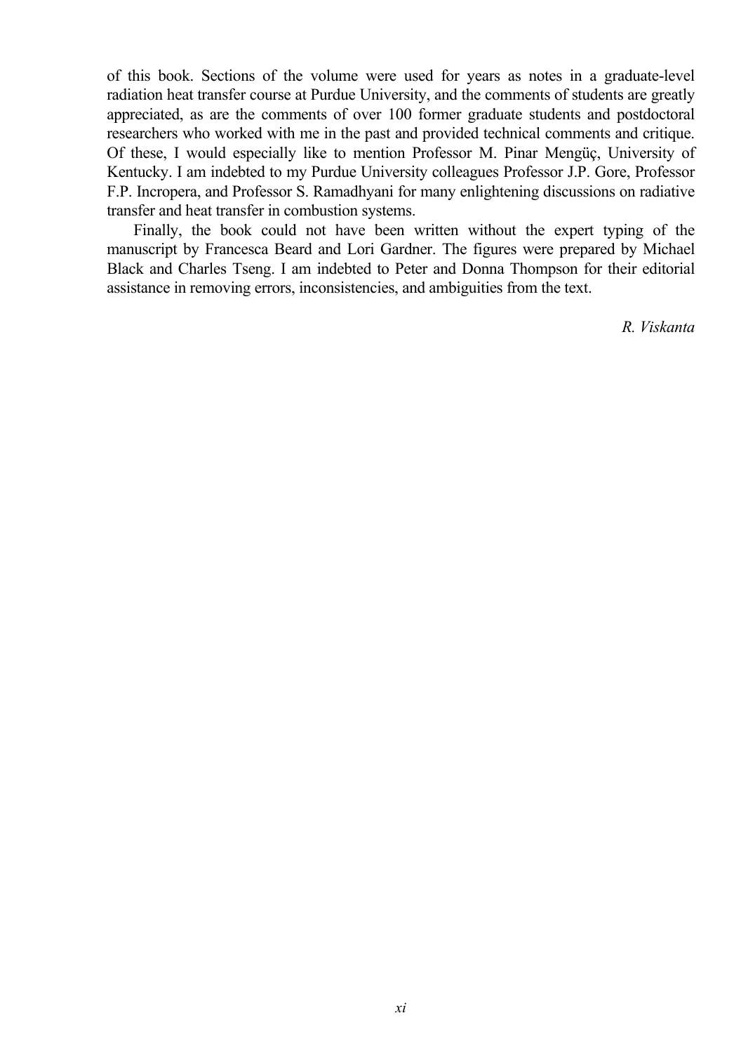of this book. Sections of the volume were used for years as notes in a graduate-level radiation heat transfer course at Purdue University, and the comments of students are greatly appreciated, as are the comments of over 100 former graduate students and postdoctoral researchers who worked with me in the past and provided technical comments and critique. Of these, I would especially like to mention Professor M. Pinar Mengüç, University of Kentucky. I am indebted to my Purdue University colleagues Professor J.P. Gore, Professor F.P. Incropera, and Professor S. Ramadhyani for many enlightening discussions on radiative transfer and heat transfer in combustion systems.

Finally, the book could not have been written without the expert typing of the manuscript by Francesca Beard and Lori Gardner. The figures were prepared by Michael Black and Charles Tseng. I am indebted to Peter and Donna Thompson for their editorial assistance in removing errors, inconsistencies, and ambiguities from the text.

*R. Viskanta*